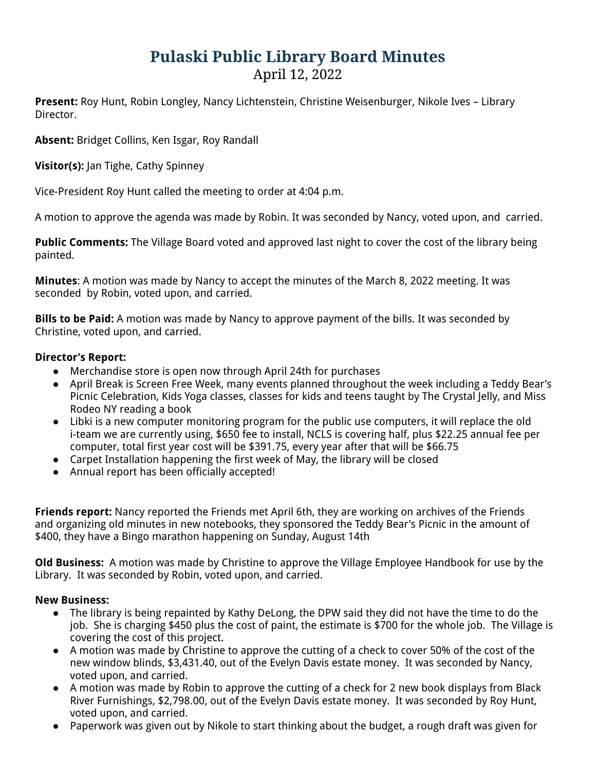# Pulaski Public Library Board Minutes

April 12, 2022

**Present:** Roy Hunt, Robin Longley, Nancy Lichtenstein, Christine Weisenburger, Nikole Ives – Library Director.

**Absent:** Bridget Collins, Ken Isgar, Roy Randall

**Visitor(s):** Jan Tighe, Cathy Spinney

Vice-President Roy Hunt called the meeting to order at 4:04 p.m.

A motion to approve the agenda was made by Robin. It was seconded by Nancy, voted upon, and carried.

**Public Comments:** The Village Board voted and approved last night to cover the cost of the library being painted.

**Minutes**: A motion was made by Nancy to accept the minutes of the March 8, 2022 meeting. It was seconded by Robin, voted upon, and carried.

**Bills to be Paid:** A motion was made by Nancy to approve payment of the bills. It was seconded by Christine, voted upon, and carried.

**Director's Report:**

- Merchandise store is open now through April 24th for purchases
- April Break is Screen Free Week, many events planned throughout the week including a Teddy Bear's Picnic Celebration, Kids Yoga classes, classes for kids and teens taught by The Crystal Jelly, and Miss Rodeo NY reading a book
- Libki is a new computer monitoring program for the public use computers, it will replace the old i-team we are currently using, $650 fee to install, NCLS is covering half, plus $22.25 annual fee per computer, total first year cost will be $391.75, every year after that will be $66.75
- Carpet Installation happening the first week of May, the library will be closed
- Annual report has been officially accepted!

**Friends report:** Nancy reported the Friends met April 6th, they are working on archives of the Friends and organizing old minutes in new notebooks, they sponsored the Teddy Bear's Picnic in the amount of $400, they have a Bingo marathon happening on Sunday, August 14th

**Old Business:** A motion was made by Christine to approve the Village Employee Handbook for use by the Library. It was seconded by Robin, voted upon, and carried.

**New Business:**

- The library is being repainted by Kathy DeLong, the DPW said they did not have the time to do the job. She is charging $450 plus the cost of paint, the estimate is $700 for the whole job. The Village is covering the cost of this project.
- A motion was made by Christine to approve the cutting of a check to cover 50% of the cost of the new window blinds, $3,431.40, out of the Evelyn Davis estate money. It was seconded by Nancy, voted upon, and carried.
- A motion was made by Robin to approve the cutting of a check for 2 new book displays from Black River Furnishings, $2,798.00, out of the Evelyn Davis estate money. It was seconded by Roy Hunt, voted upon, and carried.
- Paperwork was given out by Nikole to start thinking about the budget, a rough draft was given for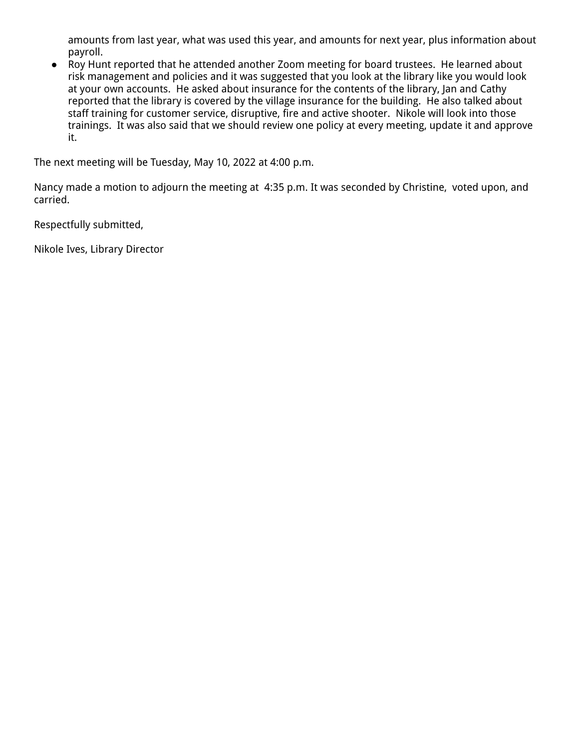amounts from last year, what was used this year, and amounts for next year, plus information about payroll.

- Roy Hunt reported that he attended another Zoom meeting for board trustees. He learned about risk management and policies and it was suggested that you look at the library like you would look at your own accounts. He asked about insurance for the contents of the library, Jan and Cathy reported that the library is covered by the village insurance for the building. He also talked about staff training for customer service, disruptive, fire and active shooter. Nikole will look into those trainings. It was also said that we should review one policy at every meeting, update it and approve it.

The next meeting will be Tuesday, May 10, 2022 at 4:00 p.m.

Nancy made a motion to adjourn the meeting at 4:35 p.m. It was seconded by Christine, voted upon, and carried.

Respectfully submitted,

Nikole Ives, Library Director